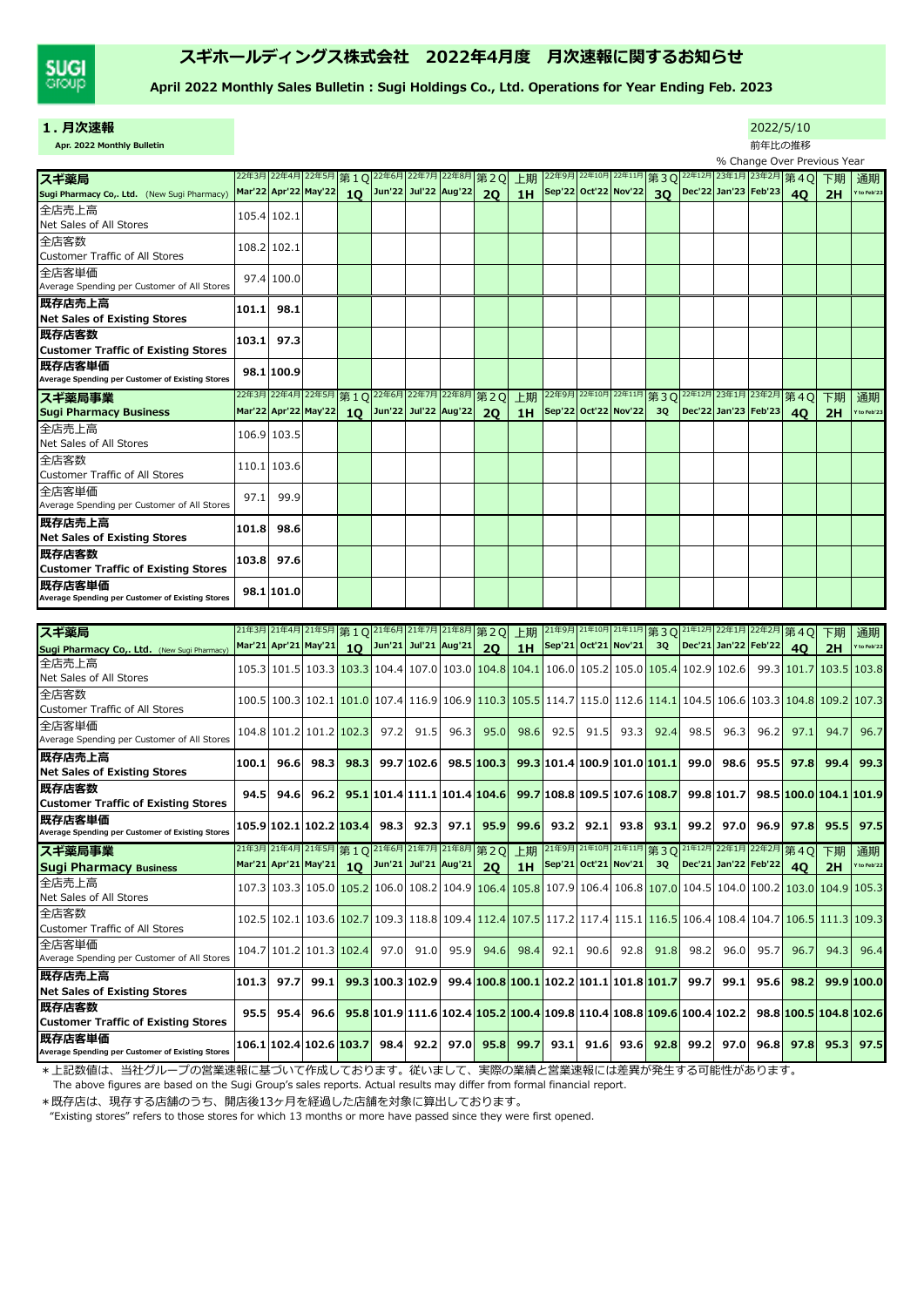# スギホールディングス株式会社　2022年4月度　月次速報に関するお知らせ

**April 2022 Monthly Sales Bulletin : Sugi Holdings Co., Ltd. Operations for Year Ending Feb. 2023**

## 1. 月次速報

**Apr. 2022 Monthly Bulletin**

2022/5/10

前年比の推移

% Change Over Previous Year

| スギ薬局 Sugi Pharmacy Co,. Ltd. (New Sugi Pharmacy) | 22年3月 Mar'22 | 22年4月 Apr'22 | 22年5月 May'22 | 第1Q 1Q | 22年6月 Jun'22 | 22年7月 Jul'22 | 22年8月 Aug'22 | 第2Q 2Q | 上期 1H | 22年9月 Sep'22 | 22年10月 Oct'22 | 22年11月 Nov'22 | 第3Q 3Q | 22年12月 Dec'22 | 23年1月 Jan'23 | 23年2月 Feb'23 | 第4Q 4Q | 下期 2H | 通期 Y to Feb'23 |
|---|---|---|---|---|---|---|---|---|---|---|---|---|---|---|---|---|---|---|---|
| 全店売上高 Net Sales of All Stores | 105.4 | 102.1 | | | | | | | | | | | | | | | | | |
| 全店客数 Customer Traffic of All Stores | 108.2 | 102.1 | | | | | | | | | | | | | | | | | |
| 全店客単価 Average Spending per Customer of All Stores | 97.4 | 100.0 | | | | | | | | | | | | | | | | | |
| **既存店売上高 Net Sales of Existing Stores** | **101.1** | **98.1** | | | | | | | | | | | | | | | | | |
| **既存店客数 Customer Traffic of Existing Stores** | **103.1** | **97.3** | | | | | | | | | | | | | | | | | |
| **既存店客単価 Average Spending per Customer of Existing Stores** | **98.1** | **100.9** | | | | | | | | | | | | | | | | | |

| スギ薬局事業 Sugi Pharmacy Business | 22年3月 Mar'22 | 22年4月 Apr'22 | 22年5月 May'22 | 第1Q 1Q | 22年6月 Jun'22 | 22年7月 Jul'22 | 22年8月 Aug'22 | 第2Q 2Q | 上期 1H | 22年9月 Sep'22 | 22年10月 Oct'22 | 22年11月 Nov'22 | 第3Q 3Q | 22年12月 Dec'22 | 23年1月 Jan'23 | 23年2月 Feb'23 | 第4Q 4Q | 下期 2H | 通期 Y to Feb'23 |
|---|---|---|---|---|---|---|---|---|---|---|---|---|---|---|---|---|---|---|---|
| 全店売上高 Net Sales of All Stores | 106.9 | 103.5 | | | | | | | | | | | | | | | | | |
| 全店客数 Customer Traffic of All Stores | 110.1 | 103.6 | | | | | | | | | | | | | | | | | |
| 全店客単価 Average Spending per Customer of All Stores | 97.1 | 99.9 | | | | | | | | | | | | | | | | | |
| **既存店売上高 Net Sales of Existing Stores** | **101.8** | **98.6** | | | | | | | | | | | | | | | | | |
| **既存店客数 Customer Traffic of Existing Stores** | **103.8** | **97.6** | | | | | | | | | | | | | | | | | |
| **既存店客単価 Average Spending per Customer of Existing Stores** | **98.1** | **101.0** | | | | | | | | | | | | | | | | | |

| スギ薬局 Sugi Pharmacy Co,. Ltd. (New Sugi Pharmacy) | 21年3月 Mar'21 | 21年4月 Apr'21 | 21年5月 May'21 | 第1Q 1Q | 21年6月 Jun'21 | 21年7月 Jul'21 | 21年8月 Aug'21 | 第2Q 2Q | 上期 1H | 21年9月 Sep'21 | 21年10月 Oct'21 | 21年11月 Nov'21 | 第3Q 3Q | 21年12月 Dec'21 | 22年1月 Jan'22 | 22年2月 Feb'22 | 第4Q 4Q | 下期 2H | 通期 Y to Feb'22 |
|---|---|---|---|---|---|---|---|---|---|---|---|---|---|---|---|---|---|---|---|
| 全店売上高 Net Sales of All Stores | 105.3 | 101.5 | 103.3 | 103.3 | 104.4 | 107.0 | 103.0 | 104.8 | 104.1 | 106.0 | 105.2 | 105.0 | 105.4 | 102.9 | 102.6 | 99.3 | 101.7 | 103.5 | 103.8 |
| 全店客数 Customer Traffic of All Stores | 100.5 | 100.3 | 102.1 | 101.0 | 107.4 | 116.9 | 106.9 | 110.3 | 105.5 | 114.7 | 115.0 | 112.6 | 114.1 | 104.5 | 106.6 | 103.3 | 104.8 | 109.2 | 107.3 |
| 全店客単価 Average Spending per Customer of All Stores | 104.8 | 101.2 | 101.2 | 102.3 | 97.2 | 91.5 | 96.3 | 95.0 | 98.6 | 92.5 | 91.5 | 93.3 | 92.4 | 98.5 | 96.3 | 96.2 | 97.1 | 94.7 | 96.7 |
| **既存店売上高 Net Sales of Existing Stores** | **100.1** | **96.6** | **98.3** | **98.3** | **99.7** | **102.6** | **98.5** | **100.3** | **99.3** | **101.4** | **100.9** | **101.0** | **101.1** | **99.0** | **98.6** | **95.5** | **97.8** | **99.4** | **99.3** |
| **既存店客数 Customer Traffic of Existing Stores** | **94.5** | **94.6** | **96.2** | **95.1** | **101.4** | **111.1** | **101.4** | **104.6** | **99.7** | **108.8** | **109.5** | **107.6** | **108.7** | **99.8** | **101.7** | **98.5** | **100.0** | **104.1** | **101.9** |
| **既存店客単価 Average Spending per Customer of Existing Stores** | **105.9** | **102.1** | **102.2** | **103.4** | **98.3** | **92.3** | **97.1** | **95.9** | **99.6** | **93.2** | **92.1** | **93.8** | **93.1** | **99.2** | **97.0** | **96.9** | **97.8** | **95.5** | **97.5** |

| スギ薬局事業 Sugi Pharmacy Business | 21年3月 Mar'21 | 21年4月 Apr'21 | 21年5月 May'21 | 第1Q 1Q | 21年6月 Jun'21 | 21年7月 Jul'21 | 21年8月 Aug'21 | 第2Q 2Q | 上期 1H | 21年9月 Sep'21 | 21年10月 Oct'21 | 21年11月 Nov'21 | 第3Q 3Q | 21年12月 Dec'21 | 22年1月 Jan'22 | 22年2月 Feb'22 | 第4Q 4Q | 下期 2H | 通期 Y to Feb'22 |
|---|---|---|---|---|---|---|---|---|---|---|---|---|---|---|---|---|---|---|---|
| 全店売上高 Net Sales of All Stores | 107.3 | 103.3 | 105.0 | 105.2 | 106.0 | 108.2 | 104.9 | 106.4 | 105.8 | 107.9 | 106.4 | 106.8 | 107.0 | 104.5 | 104.0 | 100.2 | 103.0 | 104.9 | 105.3 |
| 全店客数 Customer Traffic of All Stores | 102.5 | 102.1 | 103.6 | 102.7 | 109.3 | 118.8 | 109.4 | 112.4 | 107.5 | 117.2 | 117.4 | 115.1 | 116.5 | 106.4 | 108.4 | 104.7 | 106.5 | 111.3 | 109.3 |
| 全店客単価 Average Spending per Customer of All Stores | 104.7 | 101.2 | 101.3 | 102.4 | 97.0 | 91.0 | 95.9 | 94.6 | 98.4 | 92.1 | 90.6 | 92.8 | 91.8 | 98.2 | 96.0 | 95.7 | 96.7 | 94.3 | 96.4 |
| **既存店売上高 Net Sales of Existing Stores** | **101.3** | **97.7** | **99.1** | **99.3** | **100.3** | **102.9** | **99.4** | **100.8** | **100.1** | **102.2** | **101.1** | **101.8** | **101.7** | **99.7** | **99.1** | **95.6** | **98.2** | **99.9** | **100.0** |
| **既存店客数 Customer Traffic of Existing Stores** | **95.5** | **95.4** | **96.6** | **95.8** | **101.9** | **111.6** | **102.4** | **105.2** | **100.4** | **109.8** | **110.4** | **108.8** | **109.6** | **100.4** | **102.2** | **98.8** | **100.5** | **104.8** | **102.6** |
| **既存店客単価 Average Spending per Customer of Existing Stores** | **106.1** | **102.4** | **102.6** | **103.7** | **98.4** | **92.2** | **97.0** | **95.8** | **99.7** | **93.1** | **91.6** | **93.6** | **92.8** | **99.2** | **97.0** | **96.8** | **97.8** | **95.3** | **97.5** |

＊上記数値は、当社グループの営業速報に基づいて作成しております。従いまして、実際の業績と営業速報には差異が発生する可能性があります。
The above figures are based on the Sugi Group's sales reports. Actual results may differ from formal financial report.

＊既存店は、現存する店舗のうち、開店後13ヶ月を経過した店舗を対象に算出しております。
"Existing stores" refers to those stores for which 13 months or more have passed since they were first opened.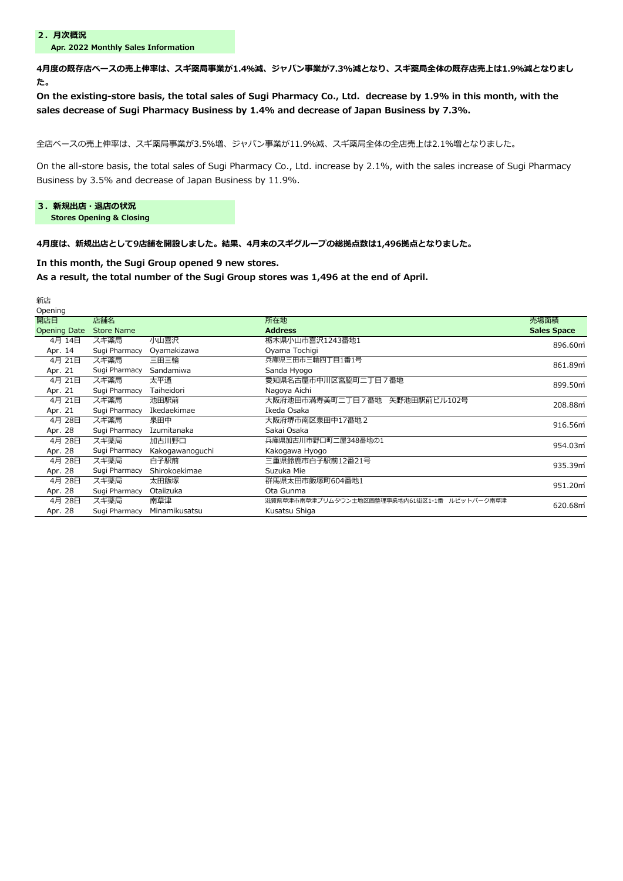## ２．月次概況

**Apr. 2022 Monthly Sales Information**

**4月度の既存店ベースの売上伸率は、スギ薬局事業が1.4%減、ジャパン事業が7.3%減となり、スギ薬局全体の既存店売上は1.9%減となりました。**

**On the existing-store basis, the total sales of Sugi Pharmacy Co., Ltd. decrease by 1.9% in this month, with the sales decrease of Sugi Pharmacy Business by 1.4% and decrease of Japan Business by 7.3%.**

全店ベースの売上伸率は、スギ薬局事業が3.5%増、ジャパン事業が11.9%減、スギ薬局全体の全店売上は2.1%増となりました。

On the all-store basis, the total sales of Sugi Pharmacy Co., Ltd. increase by 2.1%, with the sales increase of Sugi Pharmacy Business by 3.5% and decrease of Japan Business by 11.9%.

## ３．新規出店・退店の状況

**Stores Opening & Closing**

**4月度は、新規出店として9店舗を開設しました。結果、4月末のスギグループの総拠点数は1,496拠点となりました。**

**In this month, the Sugi Group opened 9 new stores.**
**As a result, the total number of the Sugi Group stores was 1,496 at the end of April.**

新店
Opening

| 開店日 Opening Date | 店舗名 Store Name | | 所在地 Address | 売場面積 Sales Space |
|---|---|---|---|---|
| 4月 14日 Apr. 14 | スギ薬局 Sugi Pharmacy | 小山喜沢 Oyamakizawa | 栃木県小山市喜沢1243番地1 Oyama Tochigi | 896.60㎡ |
| 4月 21日 Apr. 21 | スギ薬局 Sugi Pharmacy | 三田三輪 Sandamiwa | 兵庫県三田市三輪四丁目1番1号 Sanda Hyogo | 861.89㎡ |
| 4月 21日 Apr. 21 | スギ薬局 Sugi Pharmacy | 太平通 Taiheidori | 愛知県名古屋市中川区宮脇町二丁目７番地 Nagoya Aichi | 899.50㎡ |
| 4月 21日 Apr. 21 | スギ薬局 Sugi Pharmacy | 池田駅前 Ikedaekimae | 大阪府池田市満寿美町二丁目７番地　矢野池田駅前ビル102号 Ikeda Osaka | 208.88㎡ |
| 4月 28日 Apr. 28 | スギ薬局 Sugi Pharmacy | 泉田中 Izumitanaka | 大阪府堺市南区泉田中17番地２ Sakai Osaka | 916.56㎡ |
| 4月 28日 Apr. 28 | スギ薬局 Sugi Pharmacy | 加古川野口 Kakogawanoguchi | 兵庫県加古川市野口町二屋348番地の1 Kakogawa Hyogo | 954.03㎡ |
| 4月 28日 Apr. 28 | スギ薬局 Sugi Pharmacy | 白子駅前 Shirokoekimae | 三重県鈴鹿市白子駅前12番21号 Suzuka Mie | 935.39㎡ |
| 4月 28日 Apr. 28 | スギ薬局 Sugi Pharmacy | 太田飯塚 Otaiizuka | 群馬県太田市飯塚町604番地1 Ota Gunma | 951.20㎡ |
| 4月 28日 Apr. 28 | スギ薬局 Sugi Pharmacy | 南草津 Minamikusatsu | 滋賀県草津市南草津プリムタウン土地区画整理事業地内61街区1-1番　ルビットパーク南草津 Kusatsu Shiga | 620.68㎡ |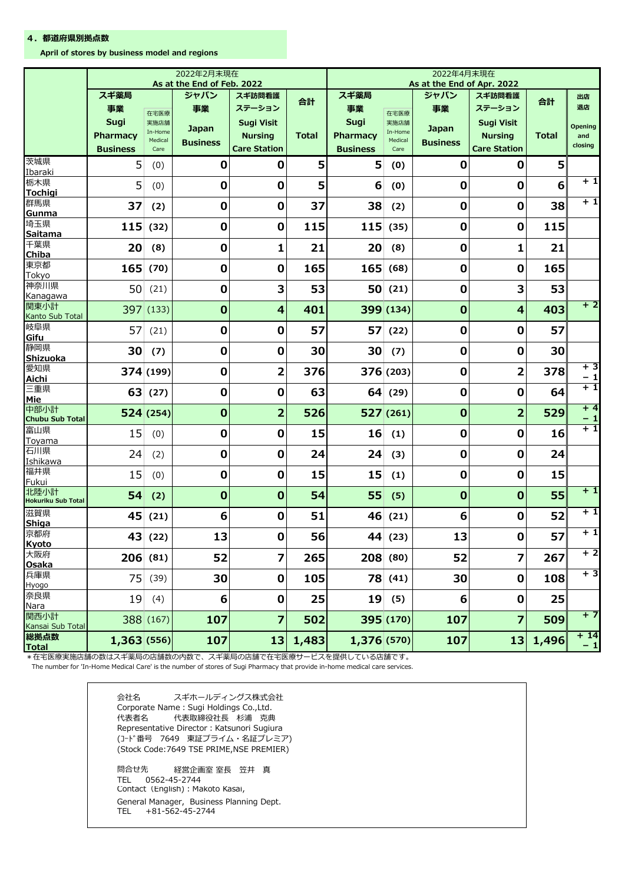**4．都道府県別拠点数**

**April of stores by business model and regions**

| | 2022年2月末現在 As at the End of Feb. 2022 | | | | | 2022年4月末現在 As at the End of Apr. 2022 | | | | | |
|---|---|---|---|---|---|---|---|---|---|---|---|
| | スギ薬局事業 Sugi Pharmacy Business | 在宅医療実施店舗 In-Home Medical Care | ジャパン事業 Japan Business | スギ訪問看護ステーション Sugi Visit Nursing Care Station | 合計 Total | スギ薬局事業 Sugi Pharmacy Business | 在宅医療実施店舗 In-Home Medical Care | ジャパン事業 Japan Business | スギ訪問看護ステーション Sugi Visit Nursing Care Station | 合計 Total | 出店退店 Opening and closing |
| 茨城県 Ibaraki | 5 | (0) | 0 | 0 | 5 | 5 | (0) | 0 | 0 | 5 | |
| 栃木県 Tochigi | 5 | (0) | 0 | 0 | 5 | 6 | (0) | 0 | 0 | 6 | + 1 |
| 群馬県 Gunma | 37 | (2) | 0 | 0 | 37 | 38 | (2) | 0 | 0 | 38 | + 1 |
| 埼玉県 Saitama | 115 | (32) | 0 | 0 | 115 | 115 | (35) | 0 | 0 | 115 | |
| 千葉県 Chiba | 20 | (8) | 0 | 1 | 21 | 20 | (8) | 0 | 1 | 21 | |
| 東京都 Tokyo | 165 | (70) | 0 | 0 | 165 | 165 | (68) | 0 | 0 | 165 | |
| 神奈川県 Kanagawa | 50 | (21) | 0 | 3 | 53 | 50 | (21) | 0 | 3 | 53 | |
| 関東小計 Kanto Sub Total | 397 | (133) | 0 | 4 | 401 | 399 | (134) | 0 | 4 | 403 | + 2 |
| 岐阜県 Gifu | 57 | (21) | 0 | 0 | 57 | 57 | (22) | 0 | 0 | 57 | |
| 静岡県 Shizuoka | 30 | (7) | 0 | 0 | 30 | 30 | (7) | 0 | 0 | 30 | |
| 愛知県 Aichi | 374 | (199) | 0 | 2 | 376 | 376 | (203) | 0 | 2 | 378 | + 3 − 1 |
| 三重県 Mie | 63 | (27) | 0 | 0 | 63 | 64 | (29) | 0 | 0 | 64 | + 1 |
| 中部小計 Chubu Sub Total | 524 | (254) | 0 | 2 | 526 | 527 | (261) | 0 | 2 | 529 | + 4 − 1 |
| 富山県 Toyama | 15 | (0) | 0 | 0 | 15 | 16 | (1) | 0 | 0 | 16 | + 1 |
| 石川県 Ishikawa | 24 | (2) | 0 | 0 | 24 | 24 | (3) | 0 | 0 | 24 | |
| 福井県 Fukui | 15 | (0) | 0 | 0 | 15 | 15 | (1) | 0 | 0 | 15 | |
| 北陸小計 Hokuriku Sub Total | 54 | (2) | 0 | 0 | 54 | 55 | (5) | 0 | 0 | 55 | + 1 |
| 滋賀県 Shiga | 45 | (21) | 6 | 0 | 51 | 46 | (21) | 6 | 0 | 52 | + 1 |
| 京都府 Kyoto | 43 | (22) | 13 | 0 | 56 | 44 | (23) | 13 | 0 | 57 | + 1 |
| 大阪府 Osaka | 206 | (81) | 52 | 7 | 265 | 208 | (80) | 52 | 7 | 267 | + 2 |
| 兵庫県 Hyogo | 75 | (39) | 30 | 0 | 105 | 78 | (41) | 30 | 0 | 108 | + 3 |
| 奈良県 Nara | 19 | (4) | 6 | 0 | 25 | 19 | (5) | 6 | 0 | 25 | |
| 関西小計 Kansai Sub Total | 388 | (167) | 107 | 7 | 502 | 395 | (170) | 107 | 7 | 509 | + 7 |
| 総拠点数 Total | 1,363 | (556) | 107 | 13 | 1,483 | 1,376 | (570) | 107 | 13 | 1,496 | + 14 − 1 |

＊在宅医療実施店舗の数はスギ薬局の店舗数の内数で、スギ薬局の店舗で在宅医療サービスを提供している店舗です。
The number for 'In-Home Medical Care' is the number of stores of Sugi Pharmacy that provide in-home medical care services.

会社名　スギホールディングス株式会社
Corporate Name : Sugi Holdings Co.,Ltd.
代表者名　代表取締役社長　杉浦　克典
Representative Director : Katsunori Sugiura
(ｺｰﾄﾞ番号　7649　東証プライム・名証プレミア)
(Stock Code:7649 TSE PRIME,NSE PREMIER)

問合せ先　経営企画室 室長　笠井　真
TEL　0562-45-2744
Contact（English) : Makoto Kasai,
General Manager, Business Planning Dept.
TEL　+81-562-45-2744